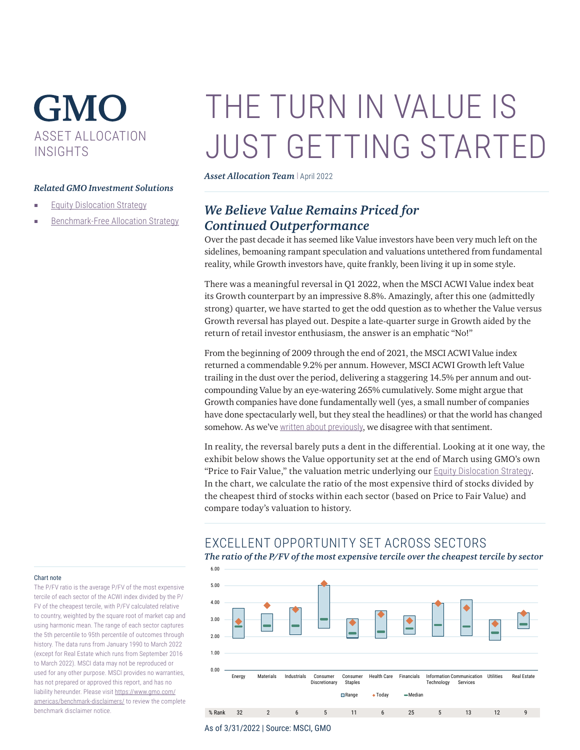# GMO

ASSET ALLOCATION INSIGHTS

***Related GMO Investment Solutions***

- Equity Dislocation Strategy
- Benchmark-Free Allocation Strategy

# THE TURN IN VALUE IS JUST GETTING STARTED

***Asset Allocation Team*** | April 2022

## *We Believe Value Remains Priced for Continued Outperformance*

Over the past decade it has seemed like Value investors have been very much left on the sidelines, bemoaning rampant speculation and valuations untethered from fundamental reality, while Growth investors have, quite frankly, been living it up in some style.

There was a meaningful reversal in Q1 2022, when the MSCI ACWI Value index beat its Growth counterpart by an impressive 8.8%. Amazingly, after this one (admittedly strong) quarter, we have started to get the odd question as to whether the Value versus Growth reversal has played out. Despite a late-quarter surge in Growth aided by the return of retail investor enthusiasm, the answer is an emphatic "No!"

From the beginning of 2009 through the end of 2021, the MSCI ACWI Value index returned a commendable 9.2% per annum. However, MSCI ACWI Growth left Value trailing in the dust over the period, delivering a staggering 14.5% per annum and out-compounding Value by an eye-watering 265% cumulatively. Some might argue that Growth companies have done fundamentally well (yes, a small number of companies have done spectacularly well, but they steal the headlines) or that the world has changed somehow. As we've written about previously, we disagree with that sentiment.

In reality, the reversal barely puts a dent in the differential. Looking at it one way, the exhibit below shows the Value opportunity set at the end of March using GMO's own "Price to Fair Value," the valuation metric underlying our Equity Dislocation Strategy. In the chart, we calculate the ratio of the most expensive third of stocks divided by the cheapest third of stocks within each sector (based on Price to Fair Value) and compare today's valuation to history.

## EXCELLENT OPPORTUNITY SET ACROSS SECTORS

***The ratio of the P/FV of the most expensive tercile over the cheapest tercile by sector***

| | Energy | Materials | Industrials | Consumer Discretionary | Consumer Staples | Health Care | Financials | Information Technology | Communication Services | Utilities | Real Estate |
|---|---|---|---|---|---|---|---|---|---|---|---|
| % Rank | 32 | 2 | 6 | 5 | 11 | 6 | 25 | 5 | 13 | 12 | 9 |

Legend: Range, Today, Median

As of 3/31/2022 | Source: MSCI, GMO

**Chart note**

The P/FV ratio is the average P/FV of the most expensive tercile of each sector of the ACWI index divided by the P/FV of the cheapest tercile, with P/FV calculated relative to country, weighted by the square root of market cap and using harmonic mean. The range of each sector captures the 5th percentile to 95th percentile of outcomes through history. The data runs from January 1990 to March 2022 (except for Real Estate which runs from September 2016 to March 2022). MSCI data may not be reproduced or used for any other purpose. MSCI provides no warranties, has not prepared or approved this report, and has no liability hereunder. Please visit https://www.gmo.com/americas/benchmark-disclaimers/ to review the complete benchmark disclaimer notice.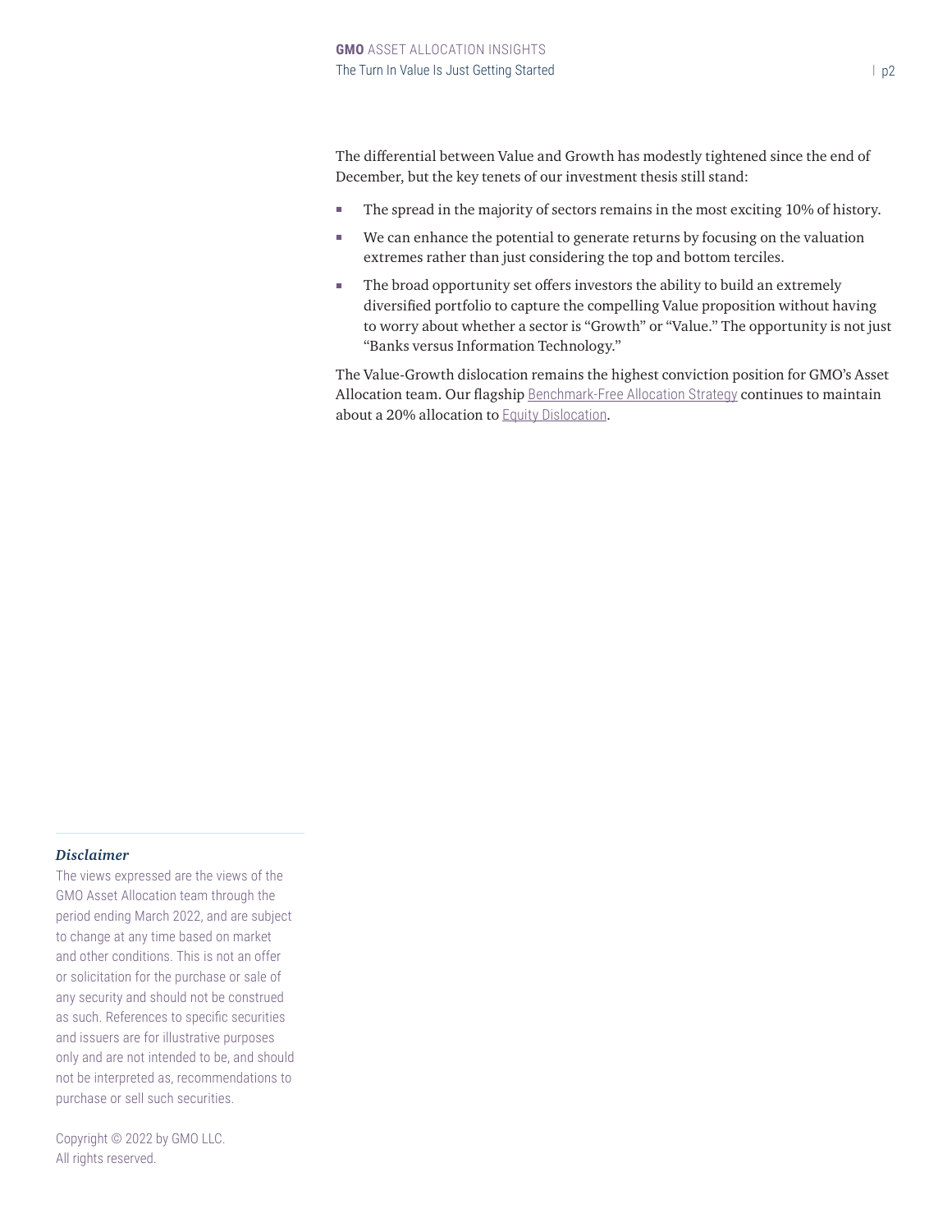The differential between Value and Growth has modestly tightened since the end of December, but the key tenets of our investment thesis still stand:

- The spread in the majority of sectors remains in the most exciting 10% of history.
- We can enhance the potential to generate returns by focusing on the valuation extremes rather than just considering the top and bottom terciles.
- The broad opportunity set offers investors the ability to build an extremely diversified portfolio to capture the compelling Value proposition without having to worry about whether a sector is "Growth" or "Value." The opportunity is not just "Banks versus Information Technology."

The Value-Growth dislocation remains the highest conviction position for GMO's Asset Allocation team. Our flagship Benchmark-Free Allocation Strategy continues to maintain about a 20% allocation to Equity Dislocation.

***Disclaimer***

The views expressed are the views of the GMO Asset Allocation team through the period ending March 2022, and are subject to change at any time based on market and other conditions. This is not an offer or solicitation for the purchase or sale of any security and should not be construed as such. References to specific securities and issuers are for illustrative purposes only and are not intended to be, and should not be interpreted as, recommendations to purchase or sell such securities.

Copyright © 2022 by GMO LLC.
All rights reserved.